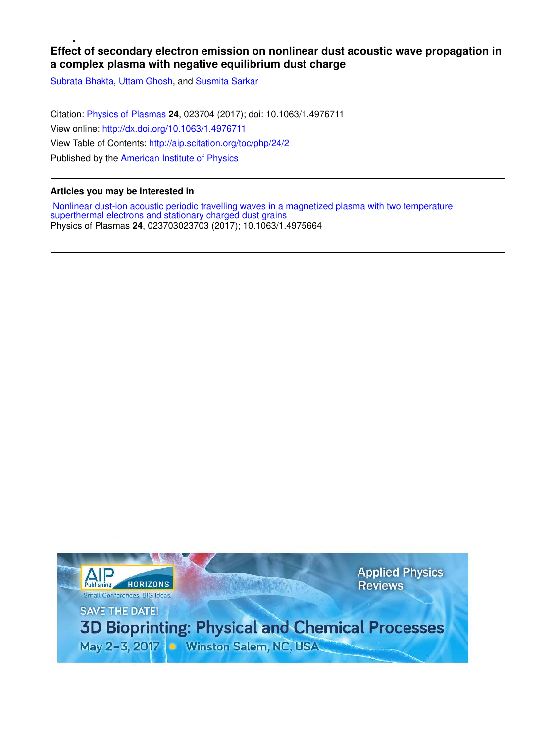# Effect of secondary electron emission on nonlinear dust acoustic wave propagation in a complex plasma with negative equilibrium dust charge

Subrata Bhakta, Uttam Ghosh, and Susmita Sarkar

Citation: Physics of Plasmas **24**, 023704 (2017); doi: 10.1063/1.4976711

View online: http://dx.doi.org/10.1063/1.4976711

View Table of Contents: http://aip.scitation.org/toc/php/24/2

Published by the American Institute of Physics

---

**Articles you may be interested in**

Nonlinear dust-ion acoustic periodic travelling waves in a magnetized plasma with two temperature superthermal electrons and stationary charged dust grains

Physics of Plasmas **24**, 023703023703 (2017); 10.1063/1.4975664

---

AIP Publishing HORIZONS Small Conferences. BIG Ideas.

Applied Physics Reviews

SAVE THE DATE!

3D Bioprinting: Physical and Chemical Processes

May 2–3, 2017 • Winston Salem, NC, USA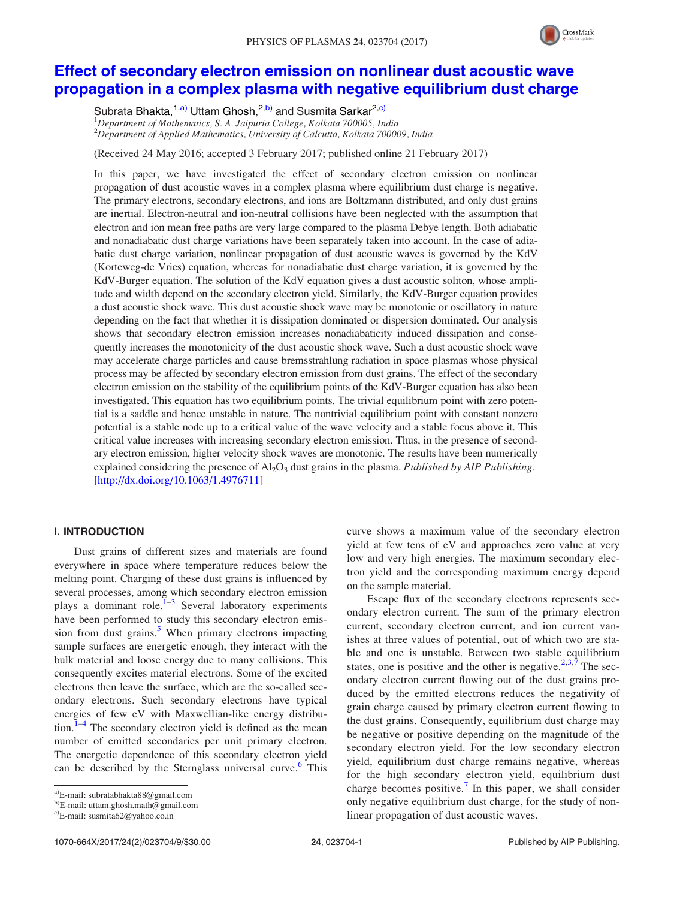# Effect of secondary electron emission on nonlinear dust acoustic wave propagation in a complex plasma with negative equilibrium dust charge

Subrata Bhakta,[1,a)] Uttam Ghosh,[2,b)] and Susmita Sarkar[2,c)]

[1]Department of Mathematics, S. A. Jaipuria College, Kolkata 700005, India
[2]Department of Applied Mathematics, University of Calcutta, Kolkata 700009, India

(Received 24 May 2016; accepted 3 February 2017; published online 21 February 2017)

In this paper, we have investigated the effect of secondary electron emission on nonlinear propagation of dust acoustic waves in a complex plasma where equilibrium dust charge is negative. The primary electrons, secondary electrons, and ions are Boltzmann distributed, and only dust grains are inertial. Electron-neutral and ion-neutral collisions have been neglected with the assumption that electron and ion mean free paths are very large compared to the plasma Debye length. Both adiabatic and nonadiabatic dust charge variations have been separately taken into account. In the case of adiabatic dust charge variation, nonlinear propagation of dust acoustic waves is governed by the KdV (Korteweg-de Vries) equation, whereas for nonadiabatic dust charge variation, it is governed by the KdV-Burger equation. The solution of the KdV equation gives a dust acoustic soliton, whose amplitude and width depend on the secondary electron yield. Similarly, the KdV-Burger equation provides a dust acoustic shock wave. This dust acoustic shock wave may be monotonic or oscillatory in nature depending on the fact that whether it is dissipation dominated or dispersion dominated. Our analysis shows that secondary electron emission increases nonadiabaticity induced dissipation and consequently increases the monotonicity of the dust acoustic shock wave. Such a dust acoustic shock wave may accelerate charge particles and cause bremsstrahlung radiation in space plasmas whose physical process may be affected by secondary electron emission from dust grains. The effect of the secondary electron emission on the stability of the equilibrium points of the KdV-Burger equation has also been investigated. This equation has two equilibrium points. The trivial equilibrium point with zero potential is a saddle and hence unstable in nature. The nontrivial equilibrium point with constant nonzero potential is a stable node up to a critical value of the wave velocity and a stable focus above it. This critical value increases with increasing secondary electron emission. Thus, in the presence of secondary electron emission, higher velocity shock waves are monotonic. The results have been numerically explained considering the presence of $Al_2O_3$ dust grains in the plasma. *Published by AIP Publishing.* [http://dx.doi.org/10.1063/1.4976711]

## I. INTRODUCTION

Dust grains of different sizes and materials are found everywhere in space where temperature reduces below the melting point. Charging of these dust grains is influenced by several processes, among which secondary electron emission plays a dominant role.[1–3] Several laboratory experiments have been performed to study this secondary electron emission from dust grains.[5] When primary electrons impacting sample surfaces are energetic enough, they interact with the bulk material and loose energy due to many collisions. This consequently excites material electrons. Some of the excited electrons then leave the surface, which are the so-called secondary electrons. Such secondary electrons have typical energies of few eV with Maxwellian-like energy distribution.[1–4] The secondary electron yield is defined as the mean number of emitted secondaries per unit primary electron. The energetic dependence of this secondary electron yield can be described by the Sternglass universal curve.[6] This curve shows a maximum value of the secondary electron yield at few tens of eV and approaches zero value at very low and very high energies. The maximum secondary electron yield and the corresponding maximum energy depend on the sample material.

Escape flux of the secondary electrons represents secondary electron current. The sum of the primary electron current, secondary electron current, and ion current vanishes at three values of potential, out of which two are stable and one is unstable. Between two stable equilibrium states, one is positive and the other is negative.[2,3,7] The secondary electron current flowing out of the dust grains produced by the emitted electrons reduces the negativity of grain charge caused by primary electron current flowing to the dust grains. Consequently, equilibrium dust charge may be negative or positive depending on the magnitude of the secondary electron yield. For the low secondary electron yield, equilibrium dust charge remains negative, whereas for the high secondary electron yield, equilibrium dust charge becomes positive.[7] In this paper, we shall consider only negative equilibrium dust charge, for the study of nonlinear propagation of dust acoustic waves.

a)E-mail: subratabhakta88@gmail.com
b)E-mail: uttam.ghosh.math@gmail.com
c)E-mail: susmita62@yahoo.co.in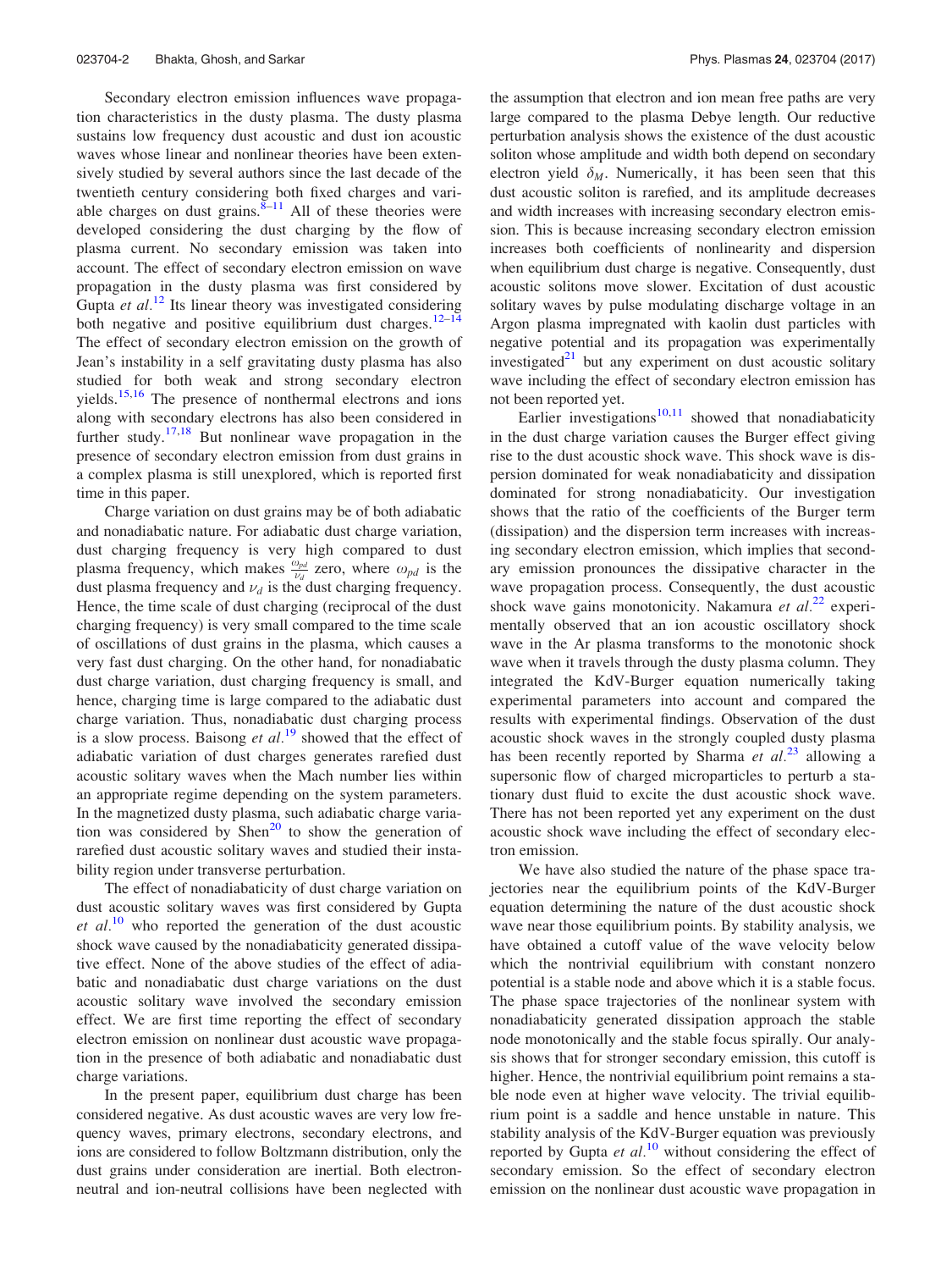Secondary electron emission influences wave propagation characteristics in the dusty plasma. The dusty plasma sustains low frequency dust acoustic and dust ion acoustic waves whose linear and nonlinear theories have been extensively studied by several authors since the last decade of the twentieth century considering both fixed charges and variable charges on dust grains.[8–11] All of these theories were developed considering the dust charging by the flow of plasma current. No secondary emission was taken into account. The effect of secondary electron emission on wave propagation in the dusty plasma was first considered by Gupta *et al.*[12] Its linear theory was investigated considering both negative and positive equilibrium dust charges.[12–14] The effect of secondary electron emission on the growth of Jean's instability in a self gravitating dusty plasma has also studied for both weak and strong secondary electron yields.[15,16] The presence of nonthermal electrons and ions along with secondary electrons has also been considered in further study.[17,18] But nonlinear wave propagation in the presence of secondary electron emission from dust grains in a complex plasma is still unexplored, which is reported first time in this paper.

Charge variation on dust grains may be of both adiabatic and nonadiabatic nature. For adiabatic dust charge variation, dust charging frequency is very high compared to dust plasma frequency, which makes $\frac{\omega_{pd}}{\nu_d}$ zero, where $\omega_{pd}$ is the dust plasma frequency and $\nu_d$ is the dust charging frequency. Hence, the time scale of dust charging (reciprocal of the dust charging frequency) is very small compared to the time scale of oscillations of dust grains in the plasma, which causes a very fast dust charging. On the other hand, for nonadiabatic dust charge variation, dust charging frequency is small, and hence, charging time is large compared to the adiabatic dust charge variation. Thus, nonadiabatic dust charging process is a slow process. Baisong *et al.*[19] showed that the effect of adiabatic variation of dust charges generates rarefied dust acoustic solitary waves when the Mach number lies within an appropriate regime depending on the system parameters. In the magnetized dusty plasma, such adiabatic charge variation was considered by Shen[20] to show the generation of rarefied dust acoustic solitary waves and studied their instability region under transverse perturbation.

The effect of nonadiabaticity of dust charge variation on dust acoustic solitary waves was first considered by Gupta *et al.*[10] who reported the generation of the dust acoustic shock wave caused by the nonadiabaticity generated dissipative effect. None of the above studies of the effect of adiabatic and nonadiabatic dust charge variations on the dust acoustic solitary wave involved the secondary emission effect. We are first time reporting the effect of secondary electron emission on nonlinear dust acoustic wave propagation in the presence of both adiabatic and nonadiabatic dust charge variations.

In the present paper, equilibrium dust charge has been considered negative. As dust acoustic waves are very low frequency waves, primary electrons, secondary electrons, and ions are considered to follow Boltzmann distribution, only the dust grains under consideration are inertial. Both electron-neutral and ion-neutral collisions have been neglected with the assumption that electron and ion mean free paths are very large compared to the plasma Debye length. Our reductive perturbation analysis shows the existence of the dust acoustic soliton whose amplitude and width both depend on secondary electron yield $\delta_M$. Numerically, it has been seen that this dust acoustic soliton is rarefied, and its amplitude decreases and width increases with increasing secondary electron emission. This is because increasing secondary electron emission increases both coefficients of nonlinearity and dispersion when equilibrium dust charge is negative. Consequently, dust acoustic solitons move slower. Excitation of dust acoustic solitary waves by pulse modulating discharge voltage in an Argon plasma impregnated with kaolin dust particles with negative potential and its propagation was experimentally investigated[21] but any experiment on dust acoustic solitary wave including the effect of secondary electron emission has not been reported yet.

Earlier investigations[10,11] showed that nonadiabaticity in the dust charge variation causes the Burger effect giving rise to the dust acoustic shock wave. This shock wave is dispersion dominated for weak nonadiabaticity and dissipation dominated for strong nonadiabaticity. Our investigation shows that the ratio of the coefficients of the Burger term (dissipation) and the dispersion term increases with increasing secondary electron emission, which implies that secondary emission pronounces the dissipative character in the wave propagation process. Consequently, the dust acoustic shock wave gains monotonicity. Nakamura *et al.*[22] experimentally observed that an ion acoustic oscillatory shock wave in the Ar plasma transforms to the monotonic shock wave when it travels through the dusty plasma column. They integrated the KdV-Burger equation numerically taking experimental parameters into account and compared the results with experimental findings. Observation of the dust acoustic shock waves in the strongly coupled dusty plasma has been recently reported by Sharma *et al.*[23] allowing a supersonic flow of charged microparticles to perturb a stationary dust fluid to excite the dust acoustic shock wave. There has not been reported yet any experiment on the dust acoustic shock wave including the effect of secondary electron emission.

We have also studied the nature of the phase space trajectories near the equilibrium points of the KdV-Burger equation determining the nature of the dust acoustic shock wave near those equilibrium points. By stability analysis, we have obtained a cutoff value of the wave velocity below which the nontrivial equilibrium with constant nonzero potential is a stable node and above which it is a stable focus. The phase space trajectories of the nonlinear system with nonadiabaticity generated dissipation approach the stable node monotonically and the stable focus spirally. Our analysis shows that for stronger secondary emission, this cutoff is higher. Hence, the nontrivial equilibrium point remains a stable node even at higher wave velocity. The trivial equilibrium point is a saddle and hence unstable in nature. This stability analysis of the KdV-Burger equation was previously reported by Gupta *et al.*[10] without considering the effect of secondary emission. So the effect of secondary electron emission on the nonlinear dust acoustic wave propagation in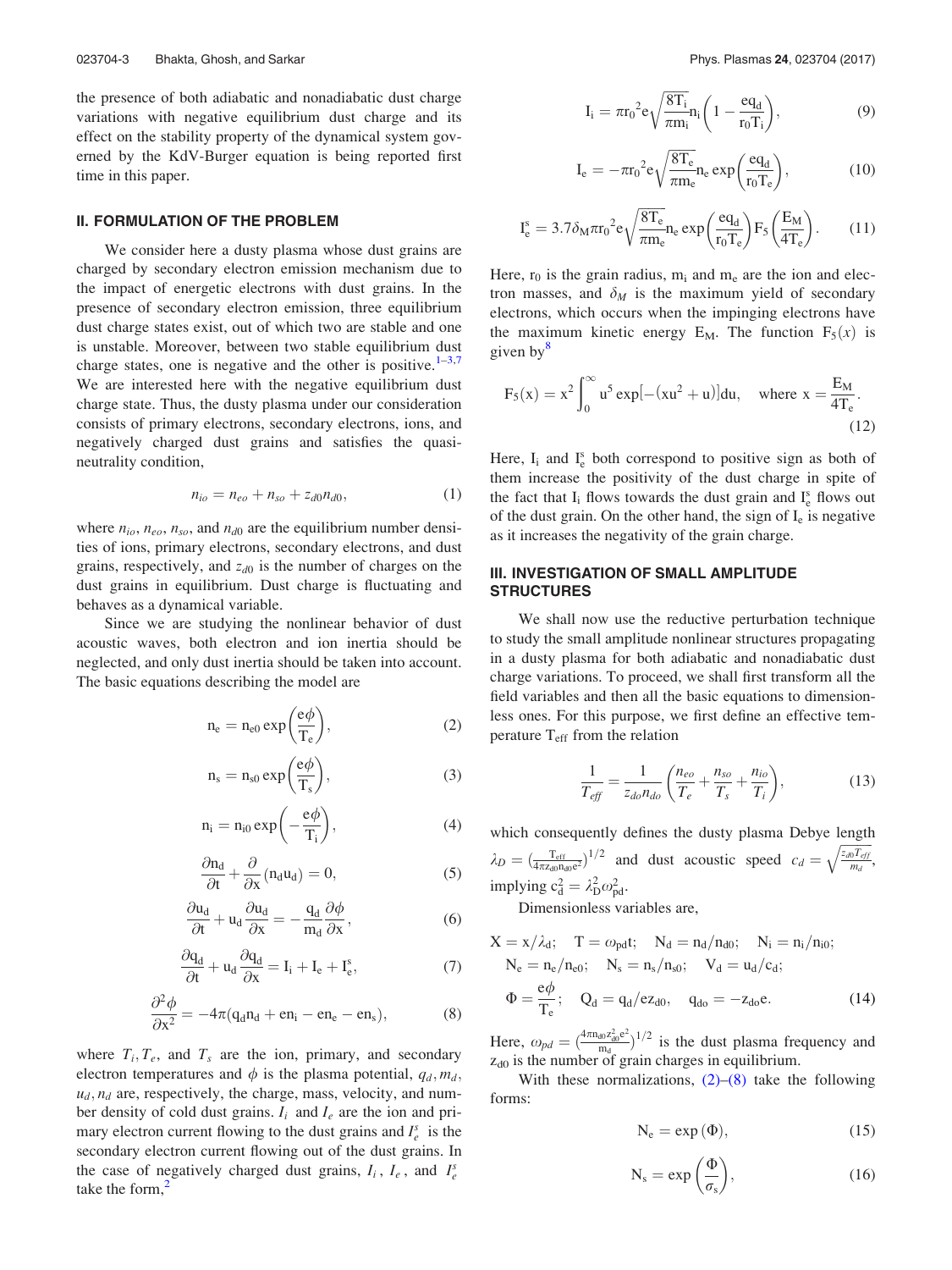the presence of both adiabatic and nonadiabatic dust charge variations with negative equilibrium dust charge and its effect on the stability property of the dynamical system governed by the KdV-Burger equation is being reported first time in this paper.

## II. FORMULATION OF THE PROBLEM

We consider here a dusty plasma whose dust grains are charged by secondary electron emission mechanism due to the impact of energetic electrons with dust grains. In the presence of secondary electron emission, three equilibrium dust charge states exist, out of which two are stable and one is unstable. Moreover, between two stable equilibrium dust charge states, one is negative and the other is positive.[1–3,7] We are interested here with the negative equilibrium dust charge state. Thus, the dusty plasma under our consideration consists of primary electrons, secondary electrons, ions, and negatively charged dust grains and satisfies the quasi-neutrality condition,

$$n_{io} = n_{eo} + n_{so} + z_{d0} n_{d0}, \tag{1}$$

where $n_{io}$, $n_{eo}$, $n_{so}$, and $n_{d0}$ are the equilibrium number densities of ions, primary electrons, secondary electrons, and dust grains, respectively, and $z_{d0}$ is the number of charges on the dust grains in equilibrium. Dust charge is fluctuating and behaves as a dynamical variable.

Since we are studying the nonlinear behavior of dust acoustic waves, both electron and ion inertia should be neglected, and only dust inertia should be taken into account. The basic equations describing the model are

$$\mathrm{n_e} = \mathrm{n_{e0}} \exp\left(\frac{e\phi}{\mathrm{T_e}}\right), \tag{2}$$

$$\mathrm{n_s} = \mathrm{n_{s0}} \exp\left(\frac{e\phi}{\mathrm{T_s}}\right), \tag{3}$$

$$\mathrm{n_i} = \mathrm{n_{i0}} \exp\left(-\frac{e\phi}{\mathrm{T_i}}\right), \tag{4}$$

$$\frac{\partial \mathrm{n_d}}{\partial t} + \frac{\partial}{\partial x}(\mathrm{n_d u_d}) = 0, \tag{5}$$

$$\frac{\partial \mathrm{u_d}}{\partial t} + \mathrm{u_d}\frac{\partial \mathrm{u_d}}{\partial x} = -\frac{\mathrm{q_d}}{\mathrm{m_d}}\frac{\partial \phi}{\partial x}, \tag{6}$$

$$\frac{\partial \mathrm{q_d}}{\partial t} + \mathrm{u_d}\frac{\partial \mathrm{q_d}}{\partial x} = \mathrm{I_i} + \mathrm{I_e} + \mathrm{I_e^s}, \tag{7}$$

$$\frac{\partial^2 \phi}{\partial x^2} = -4\pi(\mathrm{q_d n_d} + e\mathrm{n_i} - e\mathrm{n_e} - e\mathrm{n_s}), \tag{8}$$

where $T_i, T_e$, and $T_s$ are the ion, primary, and secondary electron temperatures and $\phi$ is the plasma potential, $q_d, m_d$, $u_d, n_d$ are, respectively, the charge, mass, velocity, and number density of cold dust grains. $I_i$ and $I_e$ are the ion and primary electron current flowing to the dust grains and $I_e^s$ is the secondary electron current flowing out of the dust grains. In the case of negatively charged dust grains, $I_i$, $I_e$, and $I_e^s$ take the form,[2]

$$\mathrm{I_i} = \pi \mathrm{r_0}^2 e\sqrt{\frac{8\mathrm{T_i}}{\pi \mathrm{m_i}}}\mathrm{n_i}\left(1 - \frac{e\mathrm{q_d}}{\mathrm{r_0 T_i}}\right), \tag{9}$$

$$\mathrm{I_e} = -\pi \mathrm{r_0}^2 e\sqrt{\frac{8\mathrm{T_e}}{\pi \mathrm{m_e}}}\mathrm{n_e}\exp\left(\frac{e\mathrm{q_d}}{\mathrm{r_0 T_e}}\right), \tag{10}$$

$$\mathrm{I_e^s} = 3.7\delta_M \pi \mathrm{r_0}^2 e\sqrt{\frac{8\mathrm{T_e}}{\pi \mathrm{m_e}}}\mathrm{n_e}\exp\left(\frac{e\mathrm{q_d}}{\mathrm{r_0 T_e}}\right)\mathrm{F_5}\left(\frac{\mathrm{E_M}}{4\mathrm{T_e}}\right). \tag{11}$$

Here, $r_0$ is the grain radius, $m_i$ and $m_e$ are the ion and electron masses, and $\delta_M$ is the maximum yield of secondary electrons, which occurs when the impinging electrons have the maximum kinetic energy $E_M$. The function $F_5(x)$ is given by[8]

$$\mathrm{F_5}(x) = x^2\int_0^\infty u^5 \exp[-(xu^2 + u)]\mathrm{d}u, \quad \text{where } x = \frac{\mathrm{E_M}}{4\mathrm{T_e}}. \tag{12}$$

Here, $I_i$ and $I_e^s$ both correspond to positive sign as both of them increase the positivity of the dust charge in spite of the fact that $I_i$ flows towards the dust grain and $I_e^s$ flows out of the dust grain. On the other hand, the sign of $I_e$ is negative as it increases the negativity of the grain charge.

## III. INVESTIGATION OF SMALL AMPLITUDE STRUCTURES

We shall now use the reductive perturbation technique to study the small amplitude nonlinear structures propagating in a dusty plasma for both adiabatic and nonadiabatic dust charge variations. To proceed, we shall first transform all the field variables and then all the basic equations to dimensionless ones. For this purpose, we first define an effective temperature $T_{eff}$ from the relation

$$\frac{1}{T_{eff}} = \frac{1}{z_{do} n_{do}}\left(\frac{n_{eo}}{T_e} + \frac{n_{so}}{T_s} + \frac{n_{io}}{T_i}\right), \tag{13}$$

which consequently defines the dusty plasma Debye length $\lambda_D = \left(\frac{\mathrm{T_{eff}}}{4\pi \mathrm{z_{d0} n_{d0}} e^2}\right)^{1/2}$ and dust acoustic speed $c_d = \sqrt{\frac{z_{d0} T_{eff}}{m_d}}$, implying $c_d^2 = \lambda_D^2 \omega_{pd}^2$.

Dimensionless variables are,

$$\begin{aligned}
&\mathrm{X} = x/\lambda_d; \quad \mathrm{T} = \omega_{pd} t; \quad \mathrm{N_d} = \mathrm{n_d}/\mathrm{n_{d0}}; \quad \mathrm{N_i} = \mathrm{n_i}/\mathrm{n_{i0}}; \\
&\mathrm{N_e} = \mathrm{n_e}/\mathrm{n_{e0}}; \quad \mathrm{N_s} = \mathrm{n_s}/\mathrm{n_{s0}}; \quad \mathrm{V_d} = \mathrm{u_d}/\mathrm{c_d}; \\
&\Phi = \frac{e\phi}{\mathrm{T_e}}; \quad \mathrm{Q_d} = \mathrm{q_d}/e\mathrm{z_{d0}}, \quad \mathrm{q_{do}} = -\mathrm{z_{do}}e.
\end{aligned} \tag{14}$$

Here, $\omega_{pd} = \left(\frac{4\pi \mathrm{n_{d0}} z_{d0}^2 e^2}{\mathrm{m_d}}\right)^{1/2}$ is the dust plasma frequency and $z_{d0}$ is the number of grain charges in equilibrium.

With these normalizations, (2)–(8) take the following forms:

$$\mathrm{N_e} = \exp(\Phi), \tag{15}$$

$$\mathrm{N_s} = \exp\left(\frac{\Phi}{\sigma_s}\right), \tag{16}$$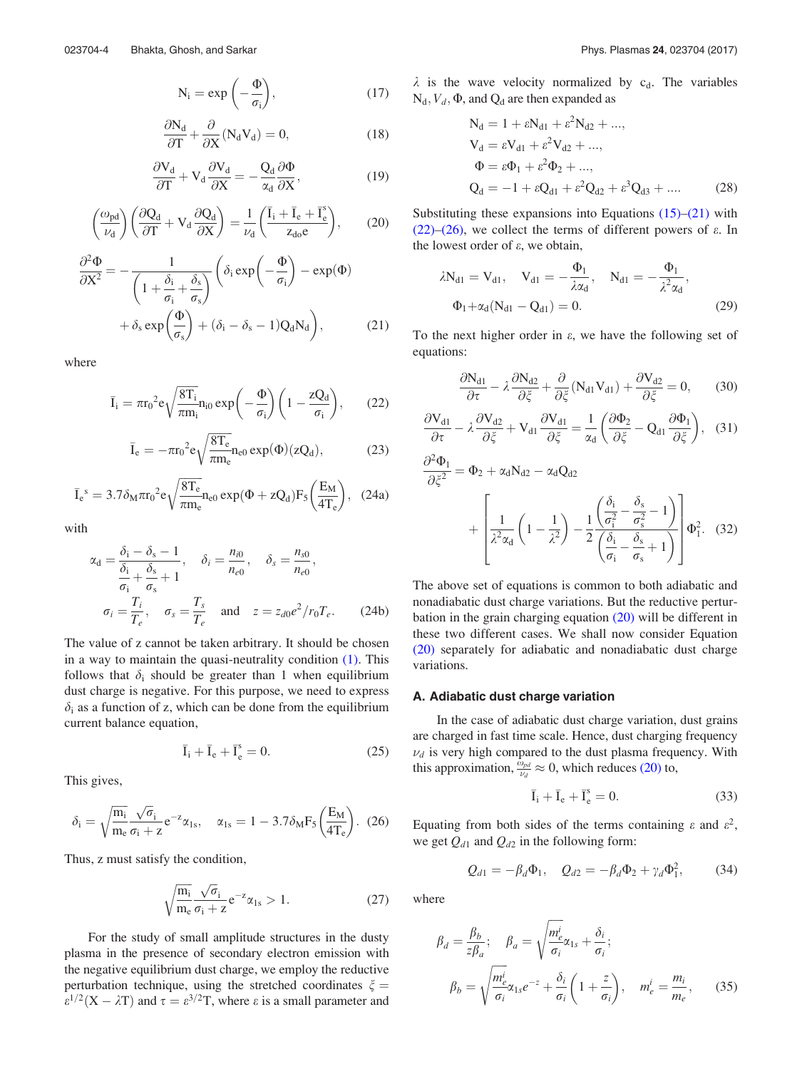$$\mathrm{N_i} = \exp\left(-\frac{\Phi}{\sigma_i}\right), \tag{17}$$

$$\frac{\partial \mathrm{N_d}}{\partial \mathrm{T}} + \frac{\partial}{\partial \mathrm{X}}(\mathrm{N_d V_d}) = 0, \tag{18}$$

$$\frac{\partial \mathrm{V_d}}{\partial \mathrm{T}} + \mathrm{V_d}\frac{\partial \mathrm{V_d}}{\partial \mathrm{X}} = -\frac{\mathrm{Q_d}}{\alpha_d}\frac{\partial \Phi}{\partial \mathrm{X}}, \tag{19}$$

$$\left(\frac{\omega_{pd}}{\nu_d}\right)\left(\frac{\partial \mathrm{Q_d}}{\partial \mathrm{T}} + \mathrm{V_d}\frac{\partial \mathrm{Q_d}}{\partial \mathrm{X}}\right) = \frac{1}{\nu_d}\left(\frac{\bar{\mathrm{I}}_i + \bar{\mathrm{I}}_e + \bar{\mathrm{I}}_e^s}{z_{d0}e}\right), \tag{20}$$

$$\frac{\partial^2 \Phi}{\partial \mathrm{X}^2} = -\frac{1}{\left(1 + \frac{\delta_i}{\sigma_i} + \frac{\delta_s}{\sigma_s}\right)}\left(\delta_i \exp\left(-\frac{\Phi}{\sigma_i}\right) - \exp(\Phi) + \delta_s \exp\left(\frac{\Phi}{\sigma_s}\right) + (\delta_i - \delta_s - 1)\mathrm{Q_d N_d}\right), \tag{21}$$

where

$$\bar{\mathrm{I}}_i = \pi r_0^2 e\sqrt{\frac{8\mathrm{T_i}}{\pi \mathrm{m_i}}}\mathrm{n_{i0}} \exp\left(-\frac{\Phi}{\sigma_i}\right)\left(1 - \frac{z\mathrm{Q_d}}{\sigma_i}\right), \tag{22}$$

$$\bar{\mathrm{I}}_e = -\pi r_0^2 e\sqrt{\frac{8\mathrm{T_e}}{\pi \mathrm{m_e}}}\mathrm{n_{e0}} \exp(\Phi)(z\mathrm{Q_d}), \tag{23}$$

$$\bar{\mathrm{I}}_e^s = 3.7\delta_M \pi r_0^2 e\sqrt{\frac{8\mathrm{T_e}}{\pi \mathrm{m_e}}}\mathrm{n_{e0}} \exp(\Phi + z\mathrm{Q_d})\mathrm{F_5}\left(\frac{\mathrm{E_M}}{4\mathrm{T_e}}\right), \tag{24a}$$

with

$$\alpha_d = \frac{\delta_i - \delta_s - 1}{\frac{\delta_i}{\sigma_i} + \frac{\delta_s}{\sigma_s} + 1}, \quad \delta_i = \frac{n_{i0}}{n_{e0}}, \quad \delta_s = \frac{n_{s0}}{n_{e0}},$$
$$\sigma_i = \frac{T_i}{T_e}, \quad \sigma_s = \frac{T_s}{T_e} \quad \text{and} \quad z = z_{d0}e^2/r_0 T_e. \tag{24b}$$

The value of z cannot be taken arbitrary. It should be chosen in a way to maintain the quasi-neutrality condition (1). This follows that $\delta_i$ should be greater than 1 when equilibrium dust charge is negative. For this purpose, we need to express $\delta_i$ as a function of z, which can be done from the equilibrium current balance equation,

$$\bar{\mathrm{I}}_i + \bar{\mathrm{I}}_e + \bar{\mathrm{I}}_e^s = 0. \tag{25}$$

This gives,

$$\delta_i = \sqrt{\frac{\mathrm{m_i}}{\mathrm{m_e}}}\frac{\sqrt{\sigma_i}}{\sigma_i + z}e^{-z}\alpha_{1s}, \quad \alpha_{1s} = 1 - 3.7\delta_M \mathrm{F_5}\left(\frac{\mathrm{E_M}}{4\mathrm{T_e}}\right). \tag{26}$$

Thus, z must satisfy the condition,

$$\sqrt{\frac{\mathrm{m_i}}{\mathrm{m_e}}}\frac{\sqrt{\sigma_i}}{\sigma_i + z}e^{-z}\alpha_{1s} > 1. \tag{27}$$

For the study of small amplitude structures in the dusty plasma in the presence of secondary electron emission with the negative equilibrium dust charge, we employ the reductive perturbation technique, using the stretched coordinates $\xi = \varepsilon^{1/2}(\mathrm{X} - \lambda \mathrm{T})$ and $\tau = \varepsilon^{3/2}\mathrm{T}$, where $\varepsilon$ is a small parameter and $\lambda$ is the wave velocity normalized by $c_d$. The variables $\mathrm{N_d}, V_d, \Phi$, and $\mathrm{Q_d}$ are then expanded as

$$\begin{aligned}
\mathrm{N_d} &= 1 + \varepsilon \mathrm{N_{d1}} + \varepsilon^2 \mathrm{N_{d2}} + ...,\\
\mathrm{V_d} &= \varepsilon \mathrm{V_{d1}} + \varepsilon^2 \mathrm{V_{d2}} + ...,\\
\Phi &= \varepsilon \Phi_1 + \varepsilon^2 \Phi_2 + ...,\\
\mathrm{Q_d} &= -1 + \varepsilon \mathrm{Q_{d1}} + \varepsilon^2 \mathrm{Q_{d2}} + \varepsilon^3 \mathrm{Q_{d3}} + ....
\end{aligned} \tag{28}$$

Substituting these expansions into Equations (15)–(21) with (22)–(26), we collect the terms of different powers of $\varepsilon$. In the lowest order of $\varepsilon$, we obtain,

$$\lambda \mathrm{N_{d1}} = \mathrm{V_{d1}}, \quad \mathrm{V_{d1}} = -\frac{\Phi_1}{\lambda \alpha_d}, \quad \mathrm{N_{d1}} = -\frac{\Phi_1}{\lambda^2 \alpha_d},$$
$$\Phi_1 + \alpha_d(\mathrm{N_{d1}} - \mathrm{Q_{d1}}) = 0. \tag{29}$$

To the next higher order in $\varepsilon$, we have the following set of equations:

$$\frac{\partial \mathrm{N_{d1}}}{\partial \tau} - \lambda \frac{\partial \mathrm{N_{d2}}}{\partial \xi} + \frac{\partial}{\partial \xi}(\mathrm{N_{d1} V_{d1}}) + \frac{\partial \mathrm{V_{d2}}}{\partial \xi} = 0, \tag{30}$$

$$\frac{\partial \mathrm{V_{d1}}}{\partial \tau} - \lambda \frac{\partial \mathrm{V_{d2}}}{\partial \xi} + \mathrm{V_{d1}}\frac{\partial \mathrm{V_{d1}}}{\partial \xi} = \frac{1}{\alpha_d}\left(\frac{\partial \Phi_2}{\partial \xi} - \mathrm{Q_{d1}}\frac{\partial \Phi_1}{\partial \xi}\right), \tag{31}$$

$$\frac{\partial^2 \Phi_1}{\partial \xi^2} = \Phi_2 + \alpha_d \mathrm{N_{d2}} - \alpha_d \mathrm{Q_{d2}} + \left[\frac{1}{\lambda^2 \alpha_d}\left(1 - \frac{1}{\lambda^2}\right) - \frac{1}{2}\frac{\left(\frac{\delta_i}{\sigma_i^2} - \frac{\delta_s}{\sigma_s^2} - 1\right)}{\left(\frac{\delta_i}{\sigma_i} - \frac{\delta_s}{\sigma_s} + 1\right)}\right]\Phi_1^2. \tag{32}$$

The above set of equations is common to both adiabatic and nonadiabatic dust charge variations. But the reductive perturbation in the grain charging equation (20) will be different in these two different cases. We shall now consider Equation (20) separately for adiabatic and nonadiabatic dust charge variations.

### A. Adiabatic dust charge variation

In the case of adiabatic dust charge variation, dust grains are charged in fast time scale. Hence, dust charging frequency $\nu_d$ is very high compared to the dust plasma frequency. With this approximation, $\frac{\omega_{pd}}{\nu_d} \approx 0$, which reduces (20) to,

$$\bar{\mathrm{I}}_i + \bar{\mathrm{I}}_e + \bar{\mathrm{I}}_e^s = 0. \tag{33}$$

Equating from both sides of the terms containing $\varepsilon$ and $\varepsilon^2$, we get $Q_{d1}$ and $Q_{d2}$ in the following form:

$$Q_{d1} = -\beta_d \Phi_1, \quad Q_{d2} = -\beta_d \Phi_2 + \gamma_d \Phi_1^2, \tag{34}$$

where

$$\beta_d = \frac{\beta_b}{z\beta_a}; \quad \beta_a = \sqrt{\frac{m_e^i}{\sigma_i}}\alpha_{1s} + \frac{\delta_i}{\sigma_i};$$
$$\beta_b = \sqrt{\frac{m_e^i}{\sigma_i}}\alpha_{1s}e^{-z} + \frac{\delta_i}{\sigma_i}\left(1 + \frac{z}{\sigma_i}\right), \quad m_e^i = \frac{m_i}{m_e}, \tag{35}$$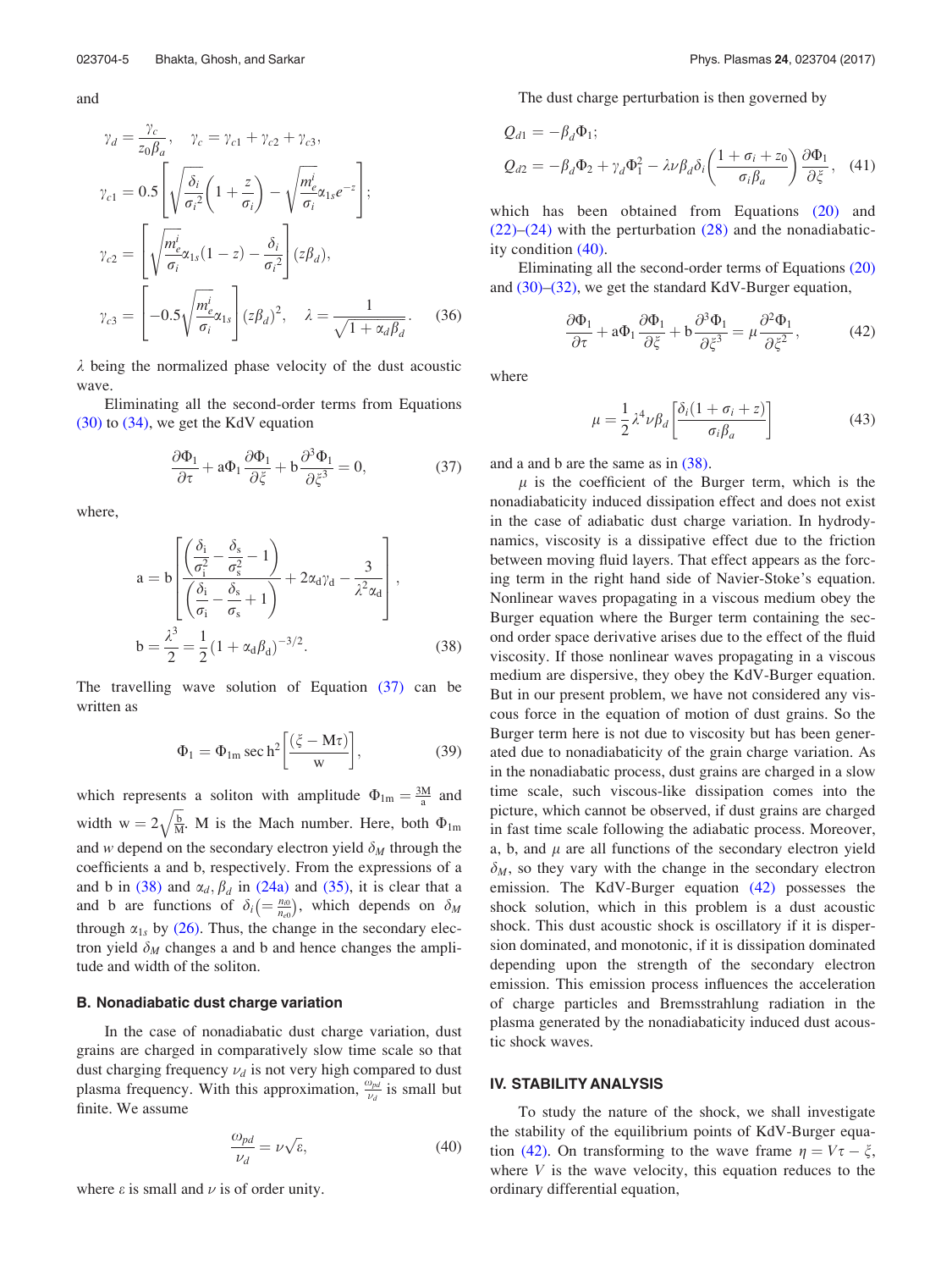and

$$\gamma_d = \frac{\gamma_c}{z_0\beta_a}, \quad \gamma_c = \gamma_{c1} + \gamma_{c2} + \gamma_{c3},$$

$$\gamma_{c1} = 0.5\left[\sqrt{\frac{\delta_i}{\sigma_i^2}}\left(1+\frac{z}{\sigma_i}\right) - \sqrt{\frac{m_e^i}{\sigma_i}}\alpha_{1s}e^{-z}\right];$$

$$\gamma_{c2} = \left[\sqrt{\frac{m_e^i}{\sigma_i}}\alpha_{1s}(1-z) - \frac{\delta_i}{\sigma_i^2}\right](z\beta_d),$$

$$\gamma_{c3} = \left[-0.5\sqrt{\frac{m_e^i}{\sigma_i}}\alpha_{1s}\right](z\beta_d)^2, \quad \lambda = \frac{1}{\sqrt{1+\alpha_d\beta_d}}. \tag{36}$$

$\lambda$ being the normalized phase velocity of the dust acoustic wave.

Eliminating all the second-order terms from Equations (30) to (34), we get the KdV equation

$$\frac{\partial \Phi_1}{\partial \tau} + \mathrm{a}\Phi_1\frac{\partial \Phi_1}{\partial \xi} + \mathrm{b}\frac{\partial^3 \Phi_1}{\partial \xi^3} = 0, \tag{37}$$

where,

$$\mathrm{a} = \mathrm{b}\left[\frac{\left(\frac{\delta_i}{\sigma_i^2} - \frac{\delta_s}{\sigma_s^2} - 1\right)}{\left(\frac{\delta_i}{\sigma_i} - \frac{\delta_s}{\sigma_s} + 1\right)} + 2\alpha_d\gamma_d - \frac{3}{\lambda^2\alpha_d}\right],$$

$$\mathrm{b} = \frac{\lambda^3}{2} = \frac{1}{2}(1+\alpha_d\beta_d)^{-3/2}. \tag{38}$$

The travelling wave solution of Equation (37) can be written as

$$\Phi_1 = \Phi_{1m}\,\mathrm{sech}^2\left[\frac{(\xi - \mathrm{M}\tau)}{\mathrm{w}}\right], \tag{39}$$

which represents a soliton with amplitude $\Phi_{1m} = \frac{3\mathrm{M}}{\mathrm{a}}$ and width $\mathrm{w} = 2\sqrt{\frac{\mathrm{b}}{\mathrm{M}}}$. M is the Mach number. Here, both $\Phi_{1m}$ and $w$ depend on the secondary electron yield $\delta_M$ through the coefficients a and b, respectively. From the expressions of a and b in (38) and $\alpha_d, \beta_d$ in (24a) and (35), it is clear that a and b are functions of $\delta_i\left(=\frac{n_{i0}}{n_{e0}}\right)$, which depends on $\delta_M$ through $\alpha_{1s}$ by (26). Thus, the change in the secondary electron yield $\delta_M$ changes a and b and hence changes the amplitude and width of the soliton.

### B. Nonadiabatic dust charge variation

In the case of nonadiabatic dust charge variation, dust grains are charged in comparatively slow time scale so that dust charging frequency $\nu_d$ is not very high compared to dust plasma frequency. With this approximation, $\frac{\omega_{pd}}{\nu_d}$ is small but finite. We assume

$$\frac{\omega_{pd}}{\nu_d} = \nu\sqrt{\varepsilon}, \tag{40}$$

where $\varepsilon$ is small and $\nu$ is of order unity.

The dust charge perturbation is then governed by

$$Q_{d1} = -\beta_d\Phi_1;$$

$$Q_{d2} = -\beta_d\Phi_2 + \gamma_d\Phi_1^2 - \lambda\nu\beta_d\delta_i\left(\frac{1+\sigma_i+z_0}{\sigma_i\beta_a}\right)\frac{\partial \Phi_1}{\partial \xi}, \tag{41}$$

which has been obtained from Equations (20) and (22)–(24) with the perturbation (28) and the nonadiabaticity condition (40).

Eliminating all the second-order terms of Equations (20) and (30)–(32), we get the standard KdV-Burger equation,

$$\frac{\partial \Phi_1}{\partial \tau} + \mathrm{a}\Phi_1\frac{\partial \Phi_1}{\partial \xi} + \mathrm{b}\frac{\partial^3 \Phi_1}{\partial \xi^3} = \mu\frac{\partial^2 \Phi_1}{\partial \xi^2}, \tag{42}$$

where

$$\mu = \frac{1}{2}\lambda^4\nu\beta_d\left[\frac{\delta_i(1+\sigma_i+z)}{\sigma_i\beta_a}\right] \tag{43}$$

and a and b are the same as in (38).

$\mu$ is the coefficient of the Burger term, which is the nonadiabaticity induced dissipation effect and does not exist in the case of adiabatic dust charge variation. In hydrodynamics, viscosity is a dissipative effect due to the friction between moving fluid layers. That effect appears as the forcing term in the right hand side of Navier-Stoke's equation. Nonlinear waves propagating in a viscous medium obey the Burger equation where the Burger term containing the second order space derivative arises due to the effect of the fluid viscosity. If those nonlinear waves propagating in a viscous medium are dispersive, they obey the KdV-Burger equation. But in our present problem, we have not considered any viscous force in the equation of motion of dust grains. So the Burger term here is not due to viscosity but has been generated due to nonadiabaticity of the grain charge variation. As in the nonadiabatic process, dust grains are charged in a slow time scale, such viscous-like dissipation comes into the picture, which cannot be observed, if dust grains are charged in fast time scale following the adiabatic process. Moreover, a, b, and $\mu$ are all functions of the secondary electron yield $\delta_M$, so they vary with the change in the secondary electron emission. The KdV-Burger equation (42) possesses the shock solution, which in this problem is a dust acoustic shock. This dust acoustic shock is oscillatory if it is dispersion dominated, and monotonic, if it is dissipation dominated depending upon the strength of the secondary electron emission. This emission process influences the acceleration of charge particles and Bremsstrahlung radiation in the plasma generated by the nonadiabaticity induced dust acoustic shock waves.

## IV. STABILITY ANALYSIS

To study the nature of the shock, we shall investigate the stability of the equilibrium points of KdV-Burger equation (42). On transforming to the wave frame $\eta = V\tau - \xi$, where $V$ is the wave velocity, this equation reduces to the ordinary differential equation,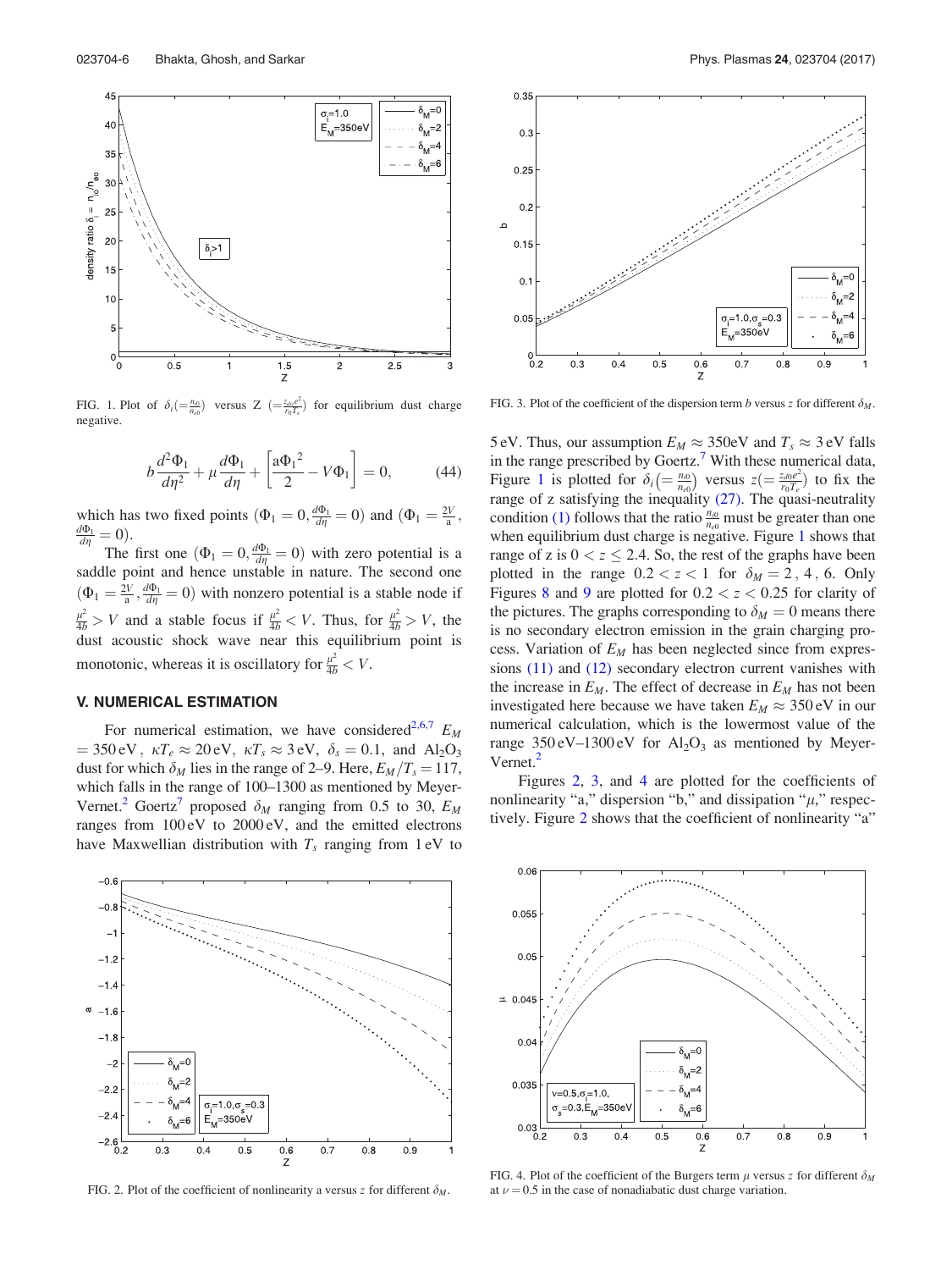FIG. 1. Plot of $\delta_i(=\frac{n_{i0}}{n_{e0}})$ versus Z $(=\frac{z_{d0}e^2}{r_0 T_e})$ for equilibrium dust charge negative.

$$b\frac{d^2\Phi_1}{d\eta^2}+\mu\frac{d\Phi_1}{d\eta}+\left[\frac{a\Phi_1{}^2}{2}-V\Phi_1\right]=0, \tag{44}$$

which has two fixed points $(\Phi_1=0, \frac{d\Phi_1}{d\eta}=0)$ and $(\Phi_1=\frac{2V}{a}, \frac{d\Phi_1}{d\eta}=0)$.

The first one $(\Phi_1=0, \frac{d\Phi_1}{d\eta}=0)$ with zero potential is a saddle point and hence unstable in nature. The second one $(\Phi_1=\frac{2V}{a}, \frac{d\Phi_1}{d\eta}=0)$ with nonzero potential is a stable node if $\frac{\mu^2}{4b}>V$ and a stable focus if $\frac{\mu^2}{4b}<V$. Thus, for $\frac{\mu^2}{4b}>V$, the dust acoustic shock wave near this equilibrium point is monotonic, whereas it is oscillatory for $\frac{\mu^2}{4b}<V$.

## V. NUMERICAL ESTIMATION

For numerical estimation, we have considered[2,6,7] $E_M = 350\,\text{eV}$, $\kappa T_e \approx 20\,\text{eV}$, $\kappa T_s \approx 3\,\text{eV}$, $\delta_s = 0.1$, and $Al_2O_3$ dust for which $\delta_M$ lies in the range of 2–9. Here, $E_M/T_s = 117$, which falls in the range of 100–1300 as mentioned by Meyer-Vernet.[2] Goertz[7] proposed $\delta_M$ ranging from 0.5 to 30, $E_M$ ranges from 100 eV to 2000 eV, and the emitted electrons have Maxwellian distribution with $T_s$ ranging from 1 eV to 5 eV. Thus, our assumption $E_M \approx 350\text{eV}$ and $T_s \approx 3\,\text{eV}$ falls in the range prescribed by Goertz.[7] With these numerical data, Figure 1 is plotted for $\delta_i(=\frac{n_{i0}}{n_{e0}})$ versus $z(=\frac{z_{d0}e^2}{r_0 T_e})$ to fix the range of z satisfying the inequality (27). The quasi-neutrality condition (1) follows that the ratio $\frac{n_{i0}}{n_{e0}}$ must be greater than one when equilibrium dust charge is negative. Figure 1 shows that range of z is $0 < z \le 2.4$. So, the rest of the graphs have been plotted in the range $0.2 < z < 1$ for $\delta_M = 2, 4, 6$. Only Figures 8 and 9 are plotted for $0.2 < z < 0.25$ for clarity of the pictures. The graphs corresponding to $\delta_M = 0$ means there is no secondary electron emission in the grain charging process. Variation of $E_M$ has been neglected since from expressions (11) and (12) secondary electron current vanishes with the increase in $E_M$. The effect of decrease in $E_M$ has not been investigated here because we have taken $E_M \approx 350\,\text{eV}$ in our numerical calculation, which is the lowermost value of the range 350 eV–1300 eV for $Al_2O_3$ as mentioned by Meyer-Vernet.[2]

Figures 2, 3, and 4 are plotted for the coefficients of nonlinearity "a," dispersion "b," and dissipation "$\mu$," respectively. Figure 2 shows that the coefficient of nonlinearity "a"

FIG. 2. Plot of the coefficient of nonlinearity a versus z for different $\delta_M$.

FIG. 3. Plot of the coefficient of the dispersion term b versus z for different $\delta_M$.

FIG. 4. Plot of the coefficient of the Burgers term $\mu$ versus z for different $\delta_M$ at $\nu = 0.5$ in the case of nonadiabatic dust charge variation.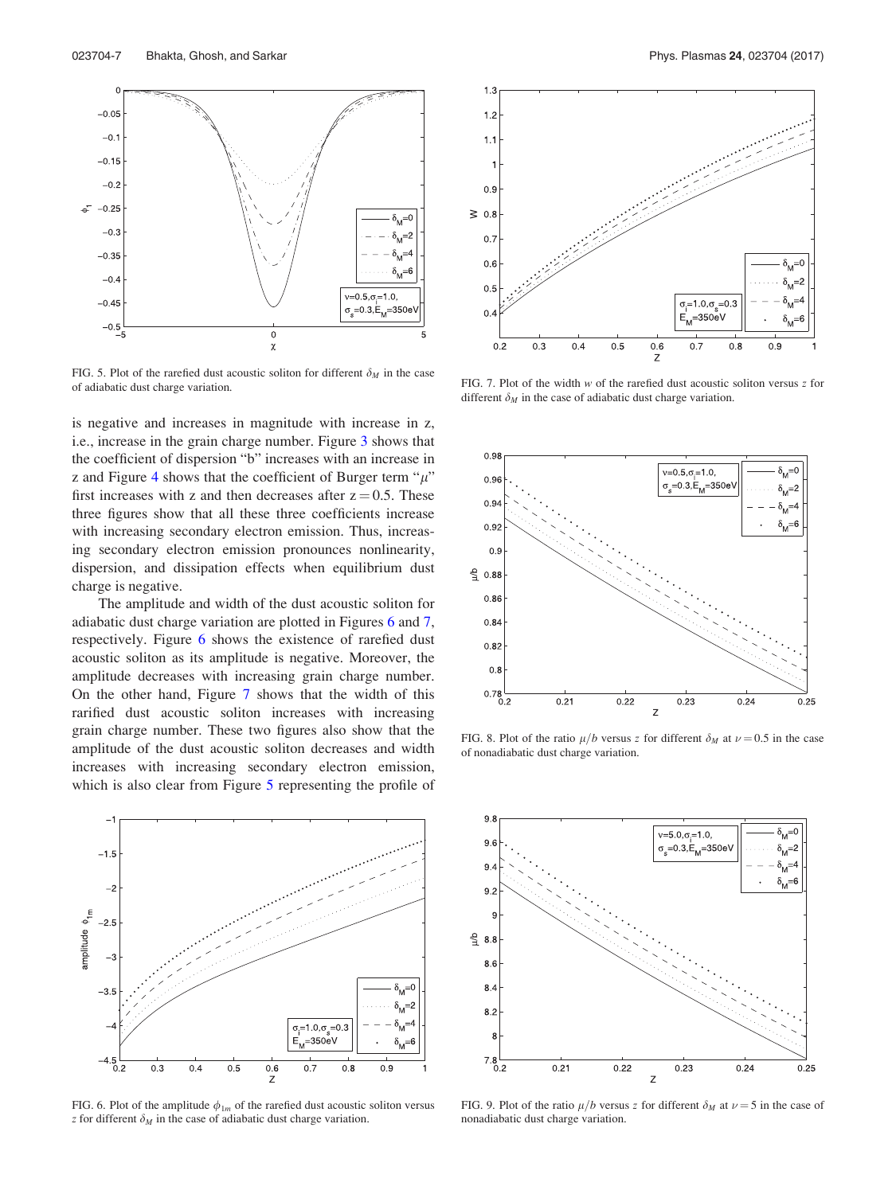FIG. 5. Plot of the rarefied dust acoustic soliton for different $\delta_M$ in the case of adiabatic dust charge variation.

is negative and increases in magnitude with increase in z, i.e., increase in the grain charge number. Figure 3 shows that the coefficient of dispersion "b" increases with an increase in z and Figure 4 shows that the coefficient of Burger term "$\mu$" first increases with z and then decreases after $z = 0.5$. These three figures show that all these three coefficients increase with increasing secondary electron emission. Thus, increasing secondary electron emission pronounces nonlinearity, dispersion, and dissipation effects when equilibrium dust charge is negative.

The amplitude and width of the dust acoustic soliton for adiabatic dust charge variation are plotted in Figures 6 and 7, respectively. Figure 6 shows the existence of rarefied dust acoustic soliton as its amplitude is negative. Moreover, the amplitude decreases with increasing grain charge number. On the other hand, Figure 7 shows that the width of this rarified dust acoustic soliton increases with increasing grain charge number. These two figures also show that the amplitude of the dust acoustic soliton decreases and width increases with increasing secondary electron emission, which is also clear from Figure 5 representing the profile of

FIG. 6. Plot of the amplitude $\phi_{1m}$ of the rarefied dust acoustic soliton versus $z$ for different $\delta_M$ in the case of adiabatic dust charge variation.

FIG. 7. Plot of the width $w$ of the rarefied dust acoustic soliton versus $z$ for different $\delta_M$ in the case of adiabatic dust charge variation.

FIG. 8. Plot of the ratio $\mu/b$ versus $z$ for different $\delta_M$ at $\nu = 0.5$ in the case of nonadiabatic dust charge variation.

FIG. 9. Plot of the ratio $\mu/b$ versus $z$ for different $\delta_M$ at $\nu = 5$ in the case of nonadiabatic dust charge variation.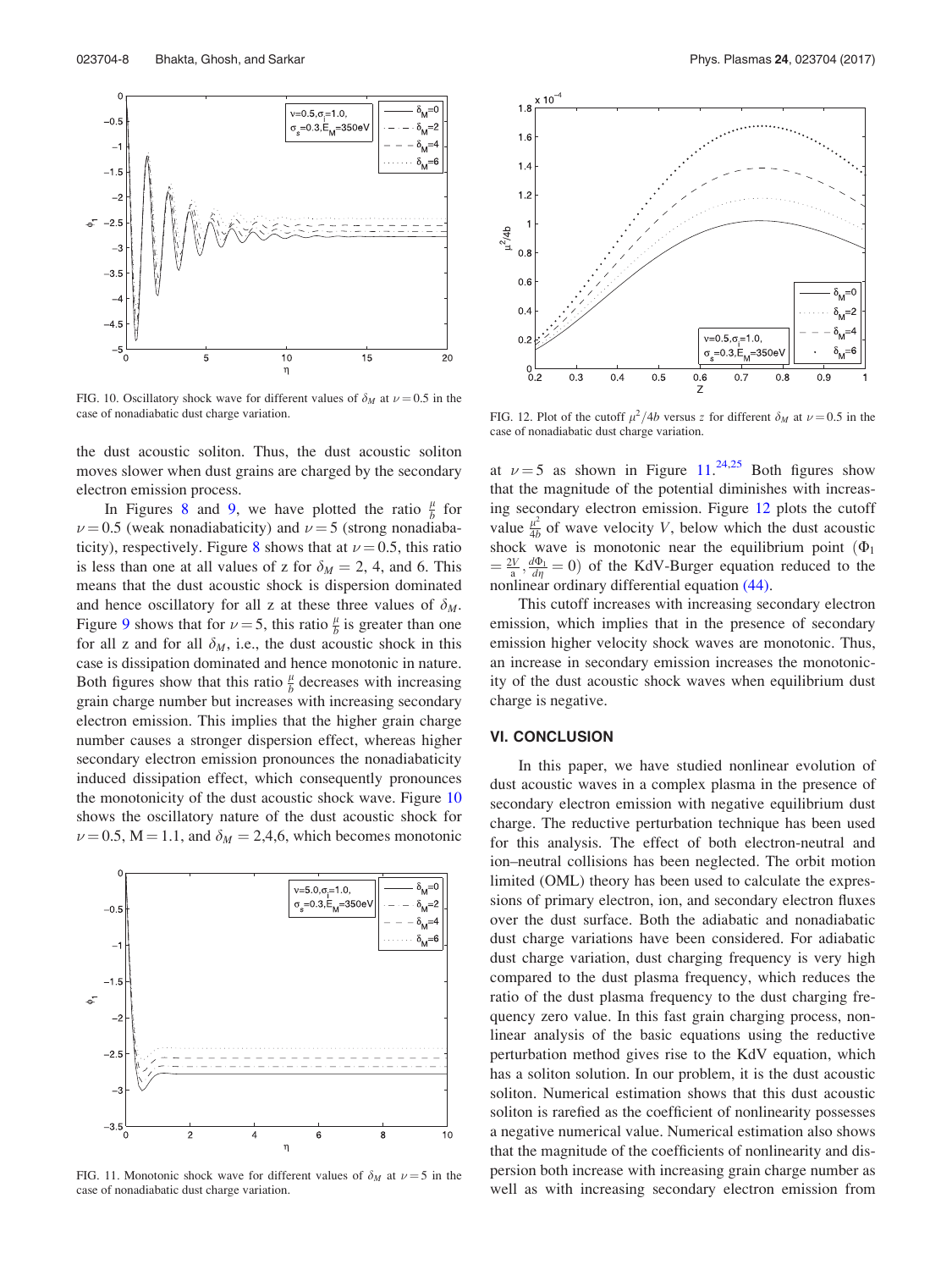FIG. 10. Oscillatory shock wave for different values of $\delta_M$ at $\nu = 0.5$ in the case of nonadiabatic dust charge variation.

FIG. 12. Plot of the cutoff $\mu^2/4b$ versus $z$ for different $\delta_M$ at $\nu = 0.5$ in the case of nonadiabatic dust charge variation.

the dust acoustic soliton. Thus, the dust acoustic soliton moves slower when dust grains are charged by the secondary electron emission process.

In Figures 8 and 9, we have plotted the ratio $\frac{\mu}{b}$ for $\nu = 0.5$ (weak nonadiabaticity) and $\nu = 5$ (strong nonadiabaticity), respectively. Figure 8 shows that at $\nu = 0.5$, this ratio is less than one at all values of z for $\delta_M = 2$, 4, and 6. This means that the dust acoustic shock is dispersion dominated and hence oscillatory for all z at these three values of $\delta_M$. Figure 9 shows that for $\nu = 5$, this ratio $\frac{\mu}{b}$ is greater than one for all z and for all $\delta_M$, i.e., the dust acoustic shock in this case is dissipation dominated and hence monotonic in nature. Both figures show that this ratio $\frac{\mu}{b}$ decreases with increasing grain charge number but increases with increasing secondary electron emission. This implies that the higher grain charge number causes a stronger dispersion effect, whereas higher secondary electron emission pronounces the nonadiabaticity induced dissipation effect, which consequently pronounces the monotonicity of the dust acoustic shock wave. Figure 10 shows the oscillatory nature of the dust acoustic shock for $\nu = 0.5$, M = 1.1, and $\delta_M = 2$,4,6, which becomes monotonic at $\nu = 5$ as shown in Figure 11.[24,25] Both figures show that the magnitude of the potential diminishes with increasing secondary electron emission. Figure 12 plots the cutoff value $\frac{\mu^2}{4b}$ of wave velocity $V$, below which the dust acoustic shock wave is monotonic near the equilibrium point ($\Phi_1 = \frac{2V}{a}, \frac{d\Phi_1}{d\eta} = 0$) of the KdV-Burger equation reduced to the nonlinear ordinary differential equation (44).

FIG. 11. Monotonic shock wave for different values of $\delta_M$ at $\nu = 5$ in the case of nonadiabatic dust charge variation.

This cutoff increases with increasing secondary electron emission, which implies that in the presence of secondary emission higher velocity shock waves are monotonic. Thus, an increase in secondary emission increases the monotonicity of the dust acoustic shock waves when equilibrium dust charge is negative.

## VI. CONCLUSION

In this paper, we have studied nonlinear evolution of dust acoustic waves in a complex plasma in the presence of secondary electron emission with negative equilibrium dust charge. The reductive perturbation technique has been used for this analysis. The effect of both electron-neutral and ion–neutral collisions has been neglected. The orbit motion limited (OML) theory has been used to calculate the expressions of primary electron, ion, and secondary electron fluxes over the dust surface. Both the adiabatic and nonadiabatic dust charge variations have been considered. For adiabatic dust charge variation, dust charging frequency is very high compared to the dust plasma frequency, which reduces the ratio of the dust plasma frequency to the dust charging frequency zero value. In this fast grain charging process, nonlinear analysis of the basic equations using the reductive perturbation method gives rise to the KdV equation, which has a soliton solution. In our problem, it is the dust acoustic soliton. Numerical estimation shows that this dust acoustic soliton is rarefied as the coefficient of nonlinearity possesses a negative numerical value. Numerical estimation also shows that the magnitude of the coefficients of nonlinearity and dispersion both increase with increasing grain charge number as well as with increasing secondary electron emission from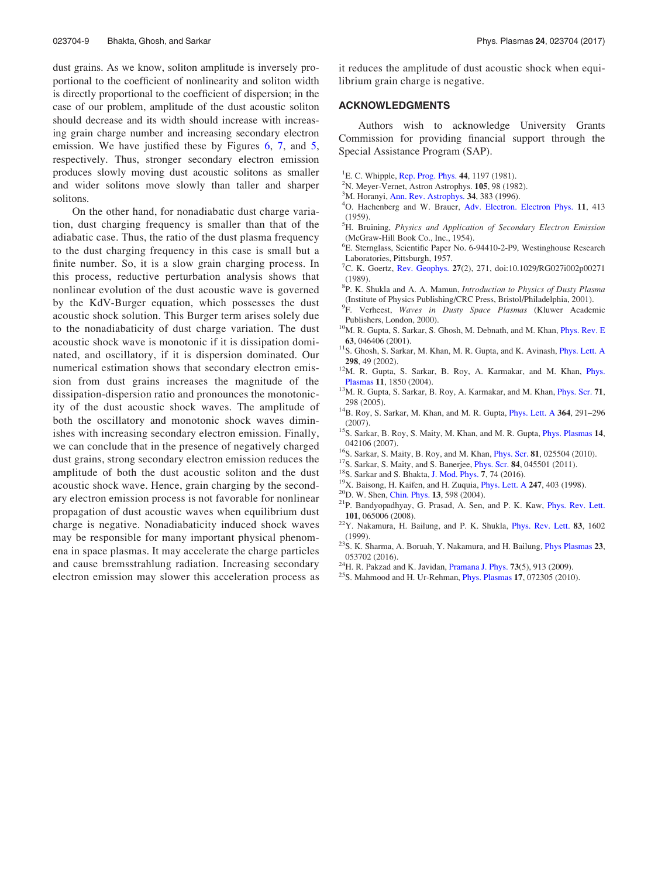dust grains. As we know, soliton amplitude is inversely proportional to the coefficient of nonlinearity and soliton width is directly proportional to the coefficient of dispersion; in the case of our problem, amplitude of the dust acoustic soliton should decrease and its width should increase with increasing grain charge number and increasing secondary electron emission. We have justified these by Figures 6, 7, and 5, respectively. Thus, stronger secondary electron emission produces slowly moving dust acoustic solitons as smaller and wider solitons move slowly than taller and sharper solitons.

On the other hand, for nonadiabatic dust charge variation, dust charging frequency is smaller than that of the adiabatic case. Thus, the ratio of the dust plasma frequency to the dust charging frequency in this case is small but a finite number. So, it is a slow grain charging process. In this process, reductive perturbation analysis shows that nonlinear evolution of the dust acoustic wave is governed by the KdV-Burger equation, which possesses the dust acoustic shock solution. This Burger term arises solely due to the nonadiabaticity of dust charge variation. The dust acoustic shock wave is monotonic if it is dissipation dominated, and oscillatory, if it is dispersion dominated. Our numerical estimation shows that secondary electron emission from dust grains increases the magnitude of the dissipation-dispersion ratio and pronounces the monotonicity of the dust acoustic shock waves. The amplitude of both the oscillatory and monotonic shock waves diminishes with increasing secondary electron emission. Finally, we can conclude that in the presence of negatively charged dust grains, strong secondary electron emission reduces the amplitude of both the dust acoustic soliton and the dust acoustic shock wave. Hence, grain charging by the secondary electron emission process is not favorable for nonlinear propagation of dust acoustic waves when equilibrium dust charge is negative. Nonadiabaticity induced shock waves may be responsible for many important physical phenomena in space plasmas. It may accelerate the charge particles and cause bremsstrahlung radiation. Increasing secondary electron emission may slower this acceleration process as it reduces the amplitude of dust acoustic shock when equilibrium grain charge is negative.

## ACKNOWLEDGMENTS

Authors wish to acknowledge University Grants Commission for providing financial support through the Special Assistance Program (SAP).

[1] E. C. Whipple, Rep. Prog. Phys. **44**, 1197 (1981).
[2] N. Meyer-Vernet, Astron Astrophys. **105**, 98 (1982).
[3] M. Horanyi, Ann. Rev. Astrophys. **34**, 383 (1996).
[4] O. Hachenberg and W. Brauer, Adv. Electron. Electron Phys. **11**, 413 (1959).
[5] H. Bruining, *Physics and Application of Secondary Electron Emission* (McGraw-Hill Book Co., Inc., 1954).
[6] E. Sternglass, Scientific Paper No. 6-94410-2-P9, Westinghouse Research Laboratories, Pittsburgh, 1957.
[7] C. K. Goertz, Rev. Geophys. **27**(2), 271, doi:10.1029/RG027i002p00271 (1989).
[8] P. K. Shukla and A. A. Mamun, *Introduction to Physics of Dusty Plasma* (Institute of Physics Publishing/CRC Press, Bristol/Philadelphia, 2001).
[9] F. Verheest, *Waves in Dusty Space Plasmas* (Kluwer Academic Publishers, London, 2000).
[10] M. R. Gupta, S. Sarkar, S. Ghosh, M. Debnath, and M. Khan, Phys. Rev. E **63**, 046406 (2001).
[11] S. Ghosh, S. Sarkar, M. Khan, M. R. Gupta, and K. Avinash, Phys. Lett. A **298**, 49 (2002).
[12] M. R. Gupta, S. Sarkar, B. Roy, A. Karmakar, and M. Khan, Phys. Plasmas **11**, 1850 (2004).
[13] M. R. Gupta, S. Sarkar, B. Roy, A. Karmakar, and M. Khan, Phys. Scr. **71**, 298 (2005).
[14] B. Roy, S. Sarkar, M. Khan, and M. R. Gupta, Phys. Lett. A **364**, 291–296 (2007).
[15] S. Sarkar, B. Roy, S. Maity, M. Khan, and M. R. Gupta, Phys. Plasmas **14**, 042106 (2007).
[16] S. Sarkar, S. Maity, B. Roy, and M. Khan, Phys. Scr. **81**, 025504 (2010).
[17] S. Sarkar, S. Maity, and S. Banerjee, Phys. Scr. **84**, 045501 (2011).
[18] S. Sarkar and S. Bhakta, J. Mod. Phys. **7**, 74 (2016).
[19] X. Baisong, H. Kaifen, and H. Zuquia, Phys. Lett. A **247**, 403 (1998).
[20] D. W. Shen, Chin. Phys. **13**, 598 (2004).
[21] P. Bandyopadhyay, G. Prasad, A. Sen, and P. K. Kaw, Phys. Rev. Lett. **101**, 065006 (2008).
[22] Y. Nakamura, H. Bailung, and P. K. Shukla, Phys. Rev. Lett. **83**, 1602 (1999).
[23] S. K. Sharma, A. Boruah, Y. Nakamura, and H. Bailung, Phys Plasmas **23**, 053702 (2016).
[24] H. R. Pakzad and K. Javidan, Pramana J. Phys. **73**(5), 913 (2009).
[25] S. Mahmood and H. Ur-Rehman, Phys. Plasmas **17**, 072305 (2010).